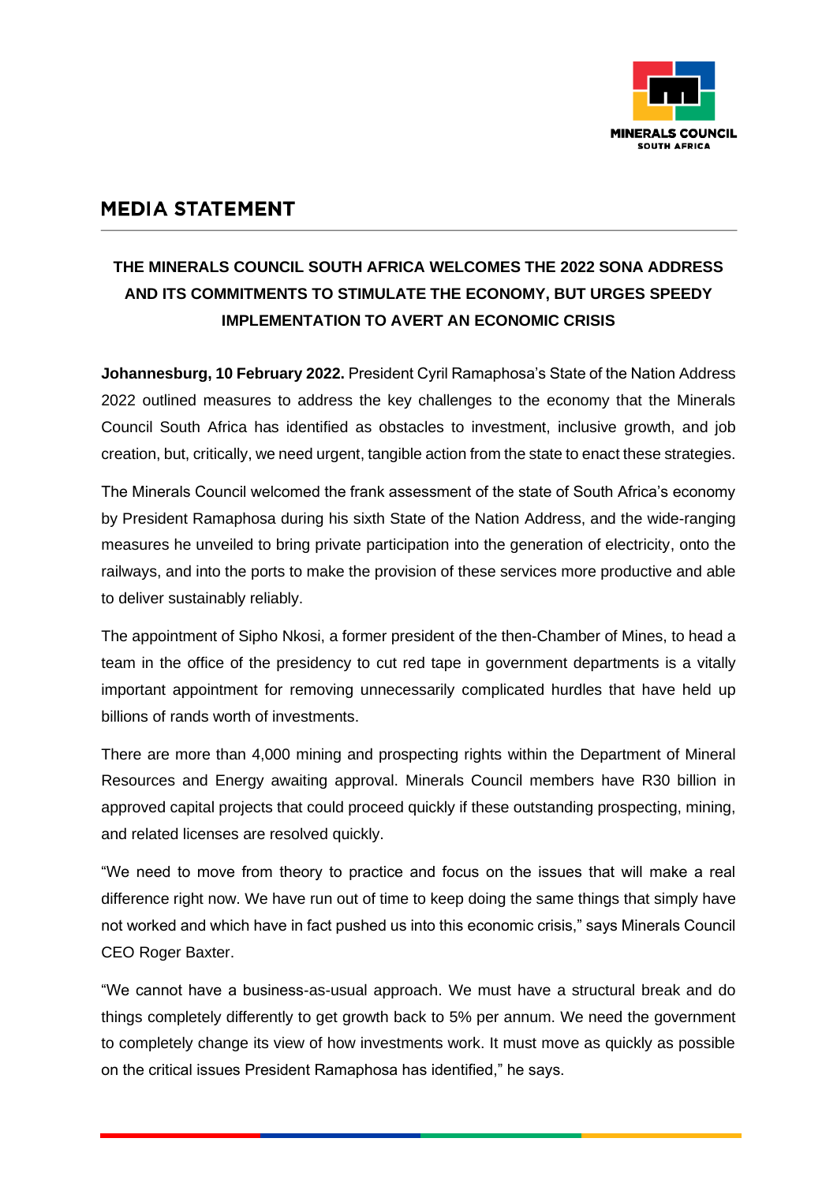# MEDIA STATEMENT

## THE MINERALS COUNCIL SOUTH AFRICA WELCOMES THE 2022 SONA ADDRESS AND ITS COMMITMENTS TO STIMULATE THE ECONOMY, BUT URGES SPEEDY IMPLEMENTATION TO AVERT AN ECONOMIC CRISIS

**Johannesburg, 10 February 2022.** President Cyril Ramaphosa's State of the Nation Address 2022 outlined measures to address the key challenges to the economy that the Minerals Council South Africa has identified as obstacles to investment, inclusive growth, and job creation, but, critically, we need urgent, tangible action from the state to enact these strategies.

The Minerals Council welcomed the frank assessment of the state of South Africa's economy by President Ramaphosa during his sixth State of the Nation Address, and the wide-ranging measures he unveiled to bring private participation into the generation of electricity, onto the railways, and into the ports to make the provision of these services more productive and able to deliver sustainably reliably.

The appointment of Sipho Nkosi, a former president of the then-Chamber of Mines, to head a team in the office of the presidency to cut red tape in government departments is a vitally important appointment for removing unnecessarily complicated hurdles that have held up billions of rands worth of investments.

There are more than 4,000 mining and prospecting rights within the Department of Mineral Resources and Energy awaiting approval. Minerals Council members have R30 billion in approved capital projects that could proceed quickly if these outstanding prospecting, mining, and related licenses are resolved quickly.

"We need to move from theory to practice and focus on the issues that will make a real difference right now. We have run out of time to keep doing the same things that simply have not worked and which have in fact pushed us into this economic crisis," says Minerals Council CEO Roger Baxter.

"We cannot have a business-as-usual approach. We must have a structural break and do things completely differently to get growth back to 5% per annum. We need the government to completely change its view of how investments work. It must move as quickly as possible on the critical issues President Ramaphosa has identified," he says.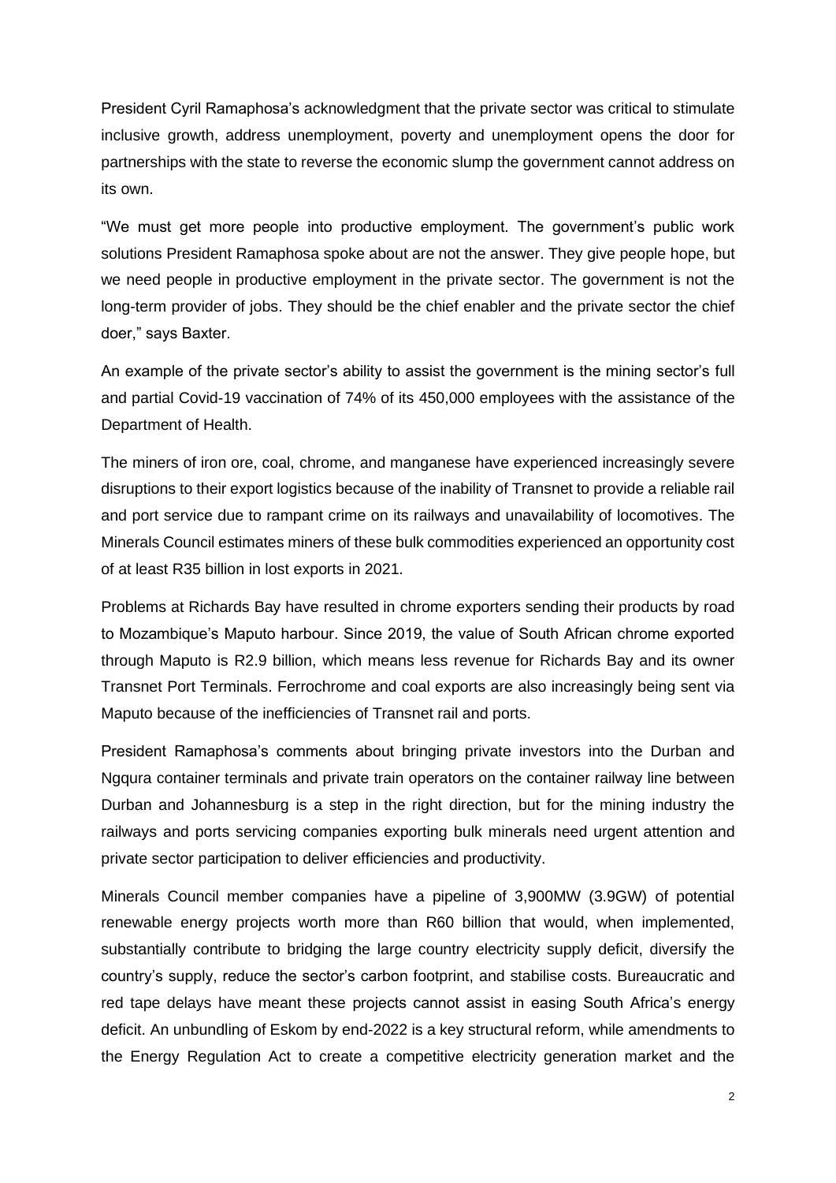President Cyril Ramaphosa's acknowledgment that the private sector was critical to stimulate inclusive growth, address unemployment, poverty and unemployment opens the door for partnerships with the state to reverse the economic slump the government cannot address on its own.

"We must get more people into productive employment. The government's public work solutions President Ramaphosa spoke about are not the answer. They give people hope, but we need people in productive employment in the private sector. The government is not the long-term provider of jobs. They should be the chief enabler and the private sector the chief doer," says Baxter.

An example of the private sector's ability to assist the government is the mining sector's full and partial Covid-19 vaccination of 74% of its 450,000 employees with the assistance of the Department of Health.

The miners of iron ore, coal, chrome, and manganese have experienced increasingly severe disruptions to their export logistics because of the inability of Transnet to provide a reliable rail and port service due to rampant crime on its railways and unavailability of locomotives. The Minerals Council estimates miners of these bulk commodities experienced an opportunity cost of at least R35 billion in lost exports in 2021.

Problems at Richards Bay have resulted in chrome exporters sending their products by road to Mozambique's Maputo harbour. Since 2019, the value of South African chrome exported through Maputo is R2.9 billion, which means less revenue for Richards Bay and its owner Transnet Port Terminals. Ferrochrome and coal exports are also increasingly being sent via Maputo because of the inefficiencies of Transnet rail and ports.

President Ramaphosa's comments about bringing private investors into the Durban and Ngqura container terminals and private train operators on the container railway line between Durban and Johannesburg is a step in the right direction, but for the mining industry the railways and ports servicing companies exporting bulk minerals need urgent attention and private sector participation to deliver efficiencies and productivity.

Minerals Council member companies have a pipeline of 3,900MW (3.9GW) of potential renewable energy projects worth more than R60 billion that would, when implemented, substantially contribute to bridging the large country electricity supply deficit, diversify the country's supply, reduce the sector's carbon footprint, and stabilise costs. Bureaucratic and red tape delays have meant these projects cannot assist in easing South Africa's energy deficit. An unbundling of Eskom by end-2022 is a key structural reform, while amendments to the Energy Regulation Act to create a competitive electricity generation market and the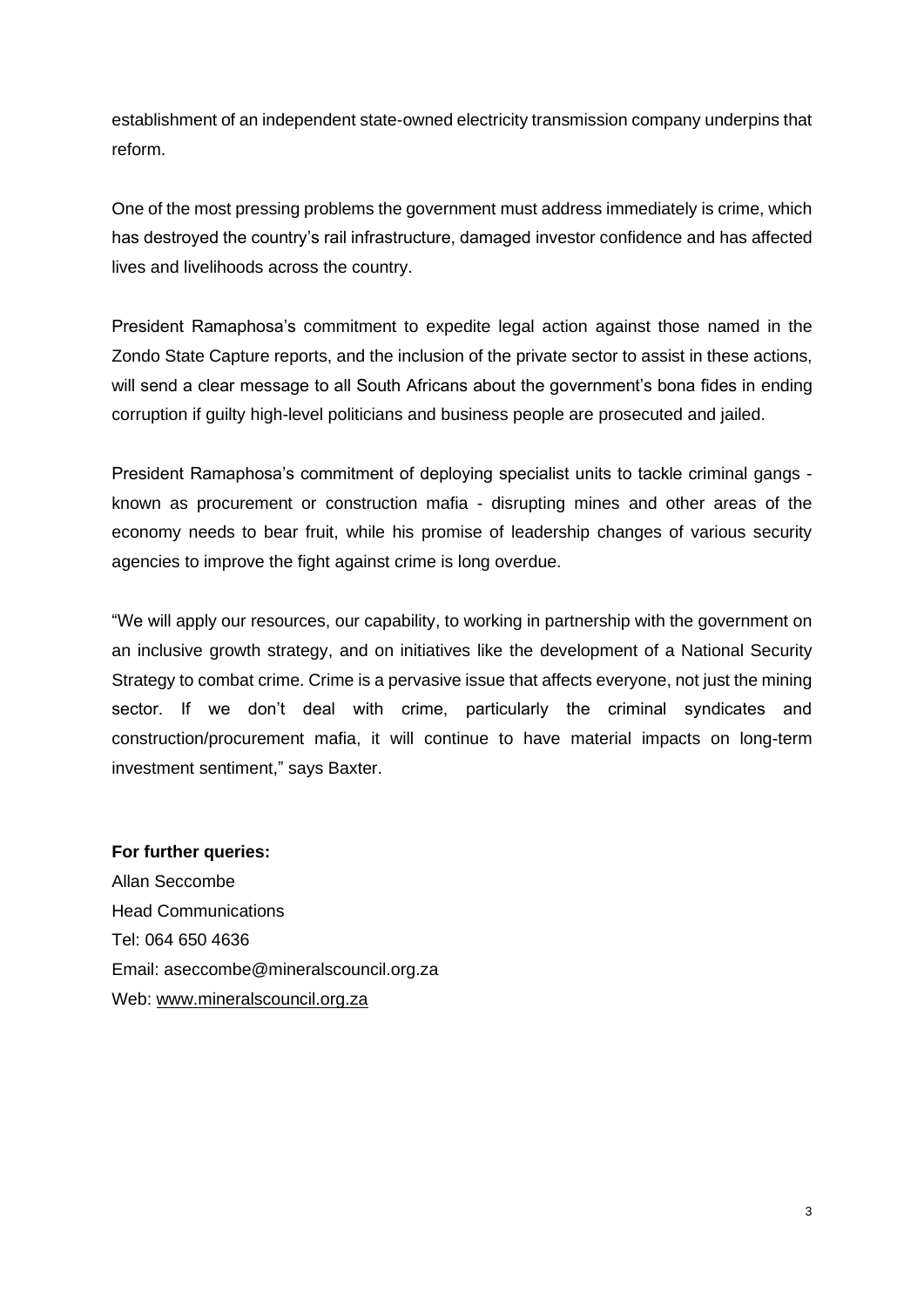establishment of an independent state-owned electricity transmission company underpins that reform.

One of the most pressing problems the government must address immediately is crime, which has destroyed the country's rail infrastructure, damaged investor confidence and has affected lives and livelihoods across the country.

President Ramaphosa's commitment to expedite legal action against those named in the Zondo State Capture reports, and the inclusion of the private sector to assist in these actions, will send a clear message to all South Africans about the government's bona fides in ending corruption if guilty high-level politicians and business people are prosecuted and jailed.

President Ramaphosa's commitment of deploying specialist units to tackle criminal gangs - known as procurement or construction mafia - disrupting mines and other areas of the economy needs to bear fruit, while his promise of leadership changes of various security agencies to improve the fight against crime is long overdue.

"We will apply our resources, our capability, to working in partnership with the government on an inclusive growth strategy, and on initiatives like the development of a National Security Strategy to combat crime. Crime is a pervasive issue that affects everyone, not just the mining sector. If we don't deal with crime, particularly the criminal syndicates and construction/procurement mafia, it will continue to have material impacts on long-term investment sentiment," says Baxter.

**For further queries:**

Allan Seccombe
Head Communications
Tel: 064 650 4636
Email: aseccombe@mineralscouncil.org.za
Web: www.mineralscouncil.org.za